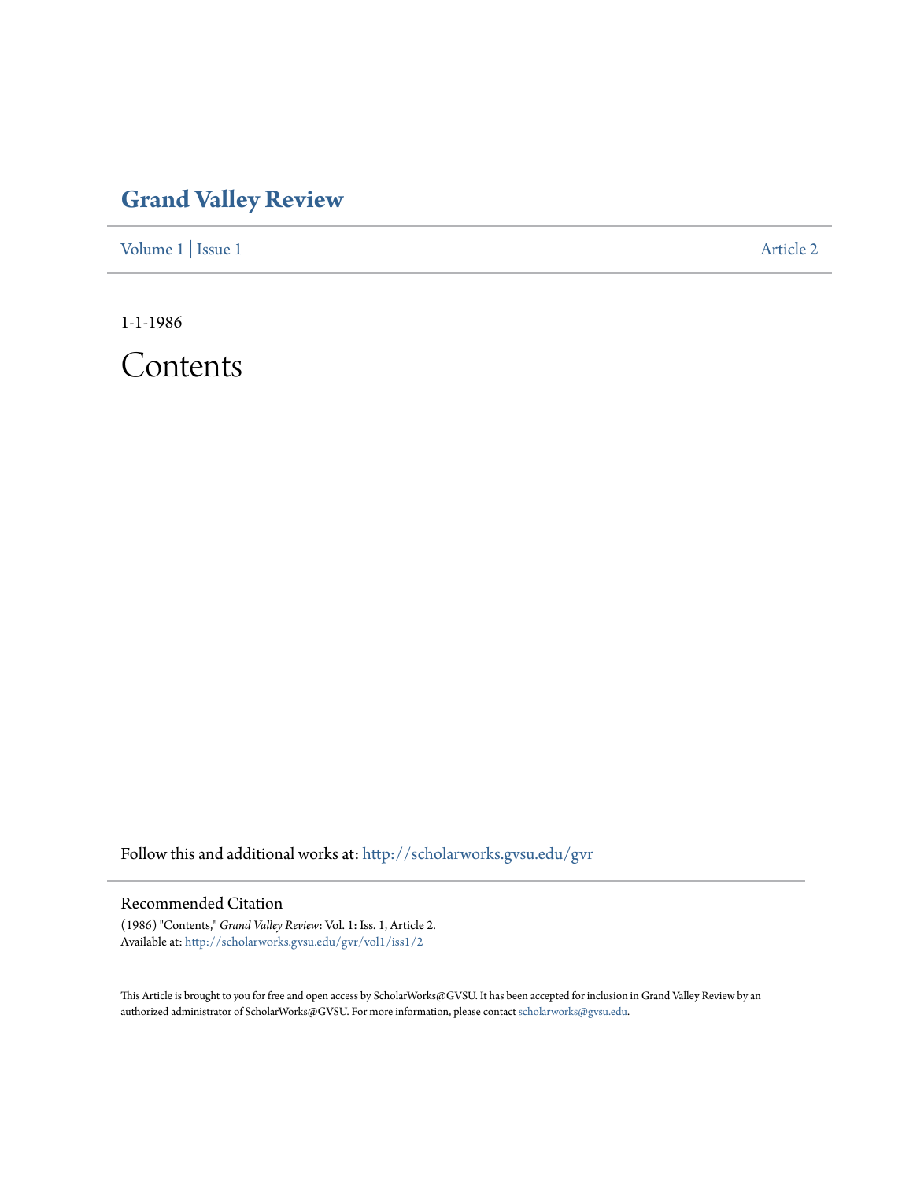# Grand Valley Review

Volume 1 | Issue 1 Article 2

1-1-1986

# Contents

Follow this and additional works at: http://scholarworks.gvsu.edu/gvr

## Recommended Citation

(1986) "Contents," *Grand Valley Review*: Vol. 1: Iss. 1, Article 2.
Available at: http://scholarworks.gvsu.edu/gvr/vol1/iss1/2

This Article is brought to you for free and open access by ScholarWorks@GVSU. It has been accepted for inclusion in Grand Valley Review by an authorized administrator of ScholarWorks@GVSU. For more information, please contact scholarworks@gvsu.edu.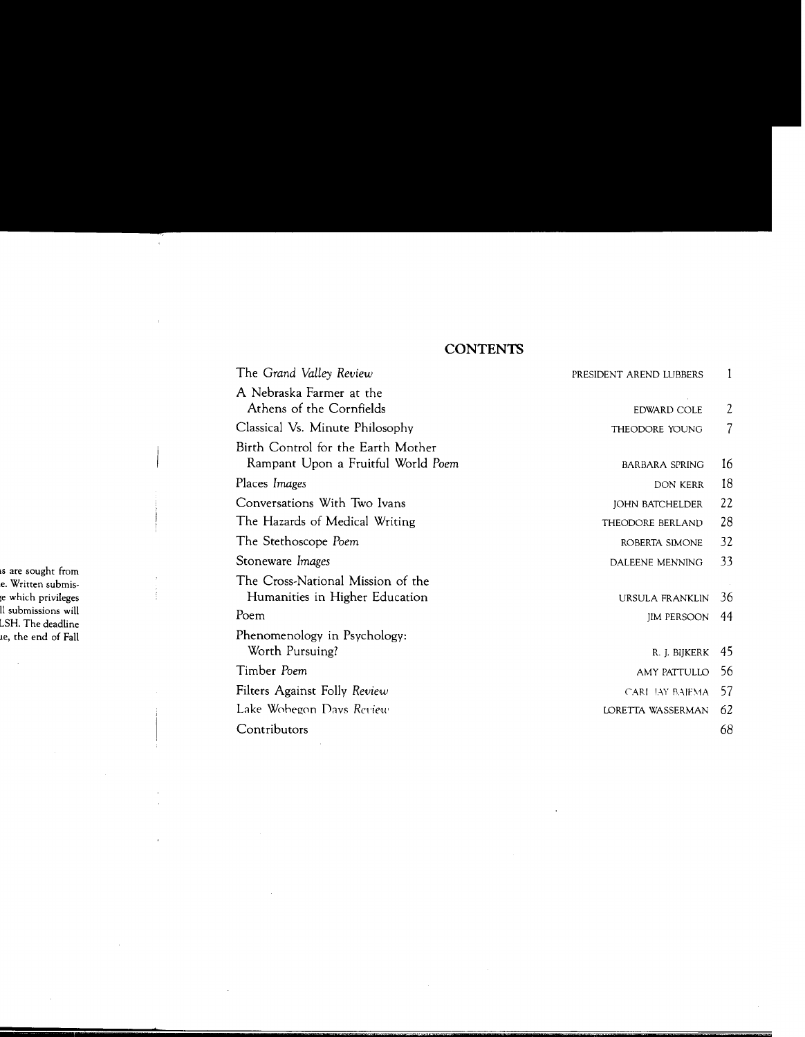## CONTENTS

| | | |
|---|---|---|
| The *Grand Valley Review* | PRESIDENT AREND LUBBERS | 1 |
| A Nebraska Farmer at the Athens of the Cornfields | EDWARD COLE | 2 |
| Classical Vs. Minute Philosophy | THEODORE YOUNG | 7 |
| Birth Control for the Earth Mother Rampant Upon a Fruitful World *Poem* | BARBARA SPRING | 16 |
| Places *Images* | DON KERR | 18 |
| Conversations With Two Ivans | JOHN BATCHELDER | 22 |
| The Hazards of Medical Writing | THEODORE BERLAND | 28 |
| The Stethoscope *Poem* | ROBERTA SIMONE | 32 |
| Stoneware *Images* | DALEENE MENNING | 33 |
| The Cross-National Mission of the Humanities in Higher Education | URSULA FRANKLIN | 36 |
| Poem | JIM PERSOON | 44 |
| Phenomenology in Psychology: Worth Pursuing? | R. J. BIJKERK | 45 |
| Timber *Poem* | AMY PATTULLO | 56 |
| Filters Against Folly *Review* | CARL JAY BAJEMA | 57 |
| Lake Wobegon Days *Review* | LORETTA WASSERMAN | 62 |
| Contributors | | 68 |

s are sought from
e. Written submis-
e which privileges
ll submissions will
LSH. The deadline
e, the end of Fall